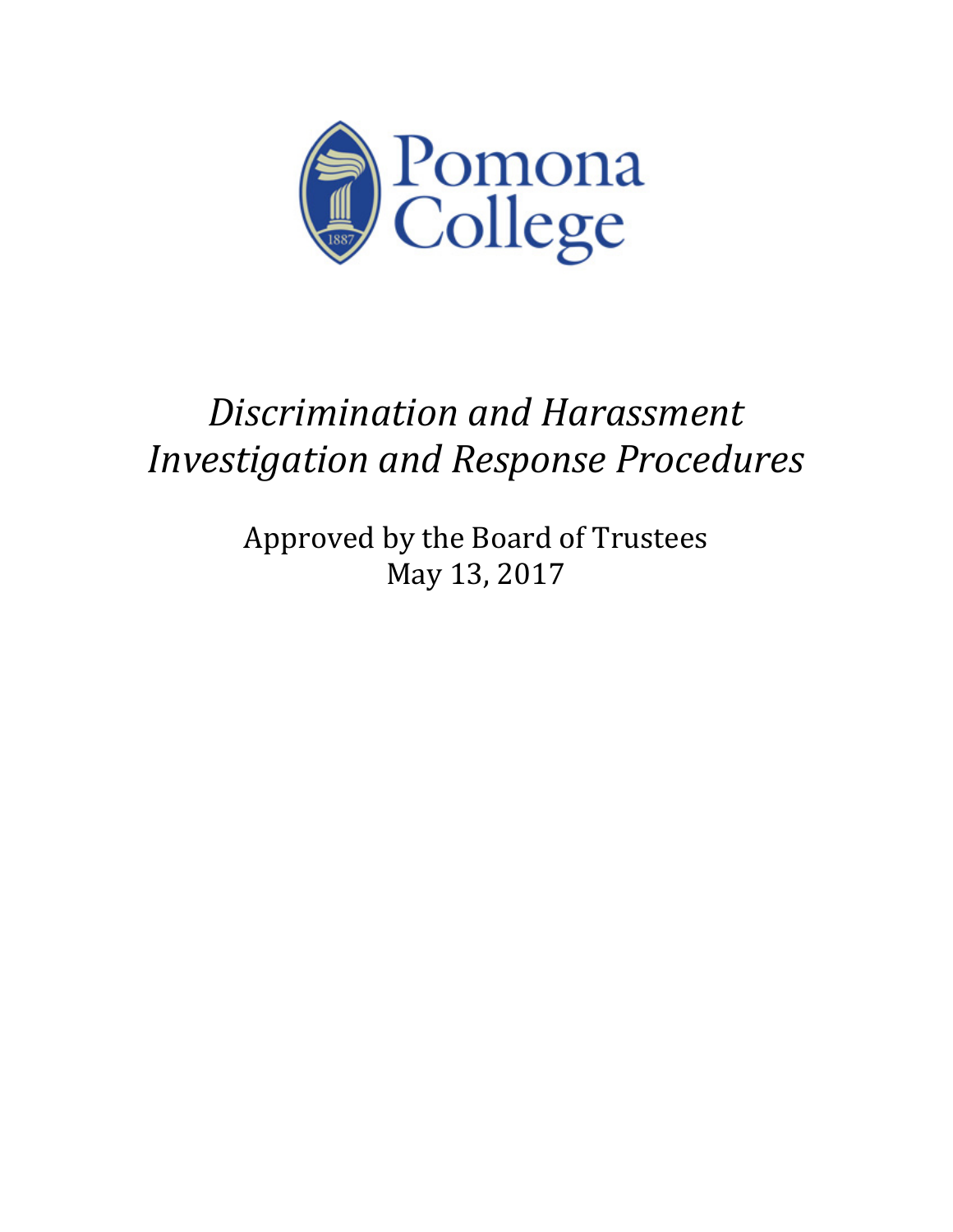Pomona College

# *Discrimination and Harassment Investigation and Response Procedures*

Approved by the Board of Trustees
May 13, 2017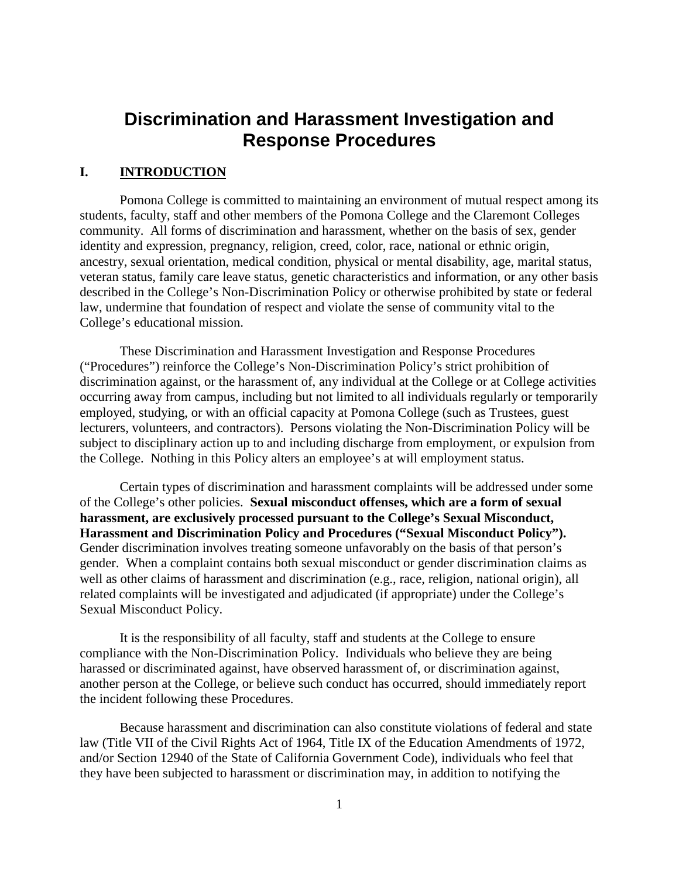# Discrimination and Harassment Investigation and Response Procedures

## I. INTRODUCTION

Pomona College is committed to maintaining an environment of mutual respect among its students, faculty, staff and other members of the Pomona College and the Claremont Colleges community. All forms of discrimination and harassment, whether on the basis of sex, gender identity and expression, pregnancy, religion, creed, color, race, national or ethnic origin, ancestry, sexual orientation, medical condition, physical or mental disability, age, marital status, veteran status, family care leave status, genetic characteristics and information, or any other basis described in the College's Non-Discrimination Policy or otherwise prohibited by state or federal law, undermine that foundation of respect and violate the sense of community vital to the College's educational mission.

These Discrimination and Harassment Investigation and Response Procedures ("Procedures") reinforce the College's Non-Discrimination Policy's strict prohibition of discrimination against, or the harassment of, any individual at the College or at College activities occurring away from campus, including but not limited to all individuals regularly or temporarily employed, studying, or with an official capacity at Pomona College (such as Trustees, guest lecturers, volunteers, and contractors). Persons violating the Non-Discrimination Policy will be subject to disciplinary action up to and including discharge from employment, or expulsion from the College. Nothing in this Policy alters an employee's at will employment status.

Certain types of discrimination and harassment complaints will be addressed under some of the College's other policies. **Sexual misconduct offenses, which are a form of sexual harassment, are exclusively processed pursuant to the College's Sexual Misconduct, Harassment and Discrimination Policy and Procedures ("Sexual Misconduct Policy").** Gender discrimination involves treating someone unfavorably on the basis of that person's gender. When a complaint contains both sexual misconduct or gender discrimination claims as well as other claims of harassment and discrimination (e.g., race, religion, national origin), all related complaints will be investigated and adjudicated (if appropriate) under the College's Sexual Misconduct Policy.

It is the responsibility of all faculty, staff and students at the College to ensure compliance with the Non-Discrimination Policy. Individuals who believe they are being harassed or discriminated against, have observed harassment of, or discrimination against, another person at the College, or believe such conduct has occurred, should immediately report the incident following these Procedures.

Because harassment and discrimination can also constitute violations of federal and state law (Title VII of the Civil Rights Act of 1964, Title IX of the Education Amendments of 1972, and/or Section 12940 of the State of California Government Code), individuals who feel that they have been subjected to harassment or discrimination may, in addition to notifying the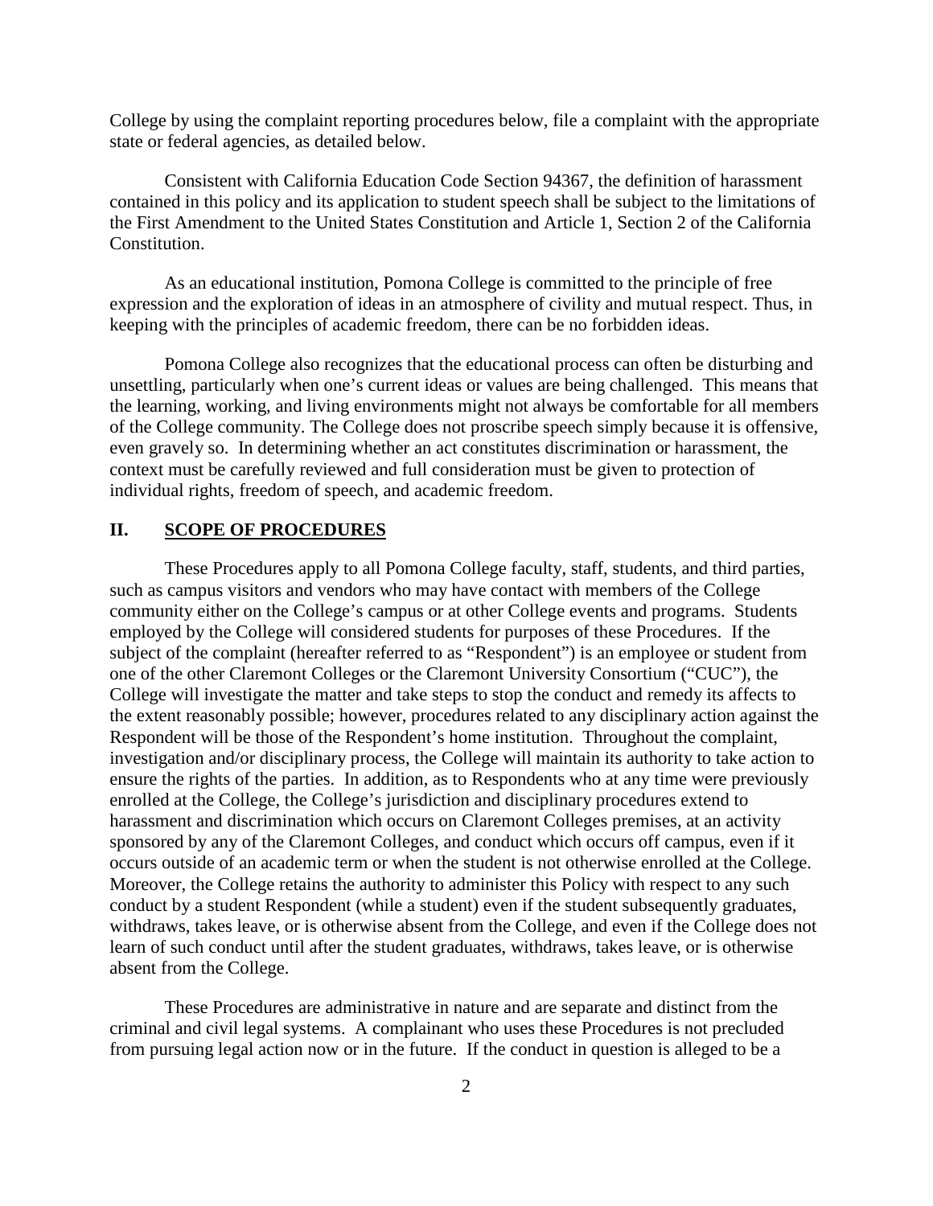College by using the complaint reporting procedures below, file a complaint with the appropriate state or federal agencies, as detailed below.

Consistent with California Education Code Section 94367, the definition of harassment contained in this policy and its application to student speech shall be subject to the limitations of the First Amendment to the United States Constitution and Article 1, Section 2 of the California Constitution.

As an educational institution, Pomona College is committed to the principle of free expression and the exploration of ideas in an atmosphere of civility and mutual respect. Thus, in keeping with the principles of academic freedom, there can be no forbidden ideas.

Pomona College also recognizes that the educational process can often be disturbing and unsettling, particularly when one's current ideas or values are being challenged. This means that the learning, working, and living environments might not always be comfortable for all members of the College community. The College does not proscribe speech simply because it is offensive, even gravely so. In determining whether an act constitutes discrimination or harassment, the context must be carefully reviewed and full consideration must be given to protection of individual rights, freedom of speech, and academic freedom.

## II. SCOPE OF PROCEDURES

These Procedures apply to all Pomona College faculty, staff, students, and third parties, such as campus visitors and vendors who may have contact with members of the College community either on the College's campus or at other College events and programs. Students employed by the College will considered students for purposes of these Procedures. If the subject of the complaint (hereafter referred to as "Respondent") is an employee or student from one of the other Claremont Colleges or the Claremont University Consortium ("CUC"), the College will investigate the matter and take steps to stop the conduct and remedy its affects to the extent reasonably possible; however, procedures related to any disciplinary action against the Respondent will be those of the Respondent's home institution. Throughout the complaint, investigation and/or disciplinary process, the College will maintain its authority to take action to ensure the rights of the parties. In addition, as to Respondents who at any time were previously enrolled at the College, the College's jurisdiction and disciplinary procedures extend to harassment and discrimination which occurs on Claremont Colleges premises, at an activity sponsored by any of the Claremont Colleges, and conduct which occurs off campus, even if it occurs outside of an academic term or when the student is not otherwise enrolled at the College. Moreover, the College retains the authority to administer this Policy with respect to any such conduct by a student Respondent (while a student) even if the student subsequently graduates, withdraws, takes leave, or is otherwise absent from the College, and even if the College does not learn of such conduct until after the student graduates, withdraws, takes leave, or is otherwise absent from the College.

These Procedures are administrative in nature and are separate and distinct from the criminal and civil legal systems. A complainant who uses these Procedures is not precluded from pursuing legal action now or in the future. If the conduct in question is alleged to be a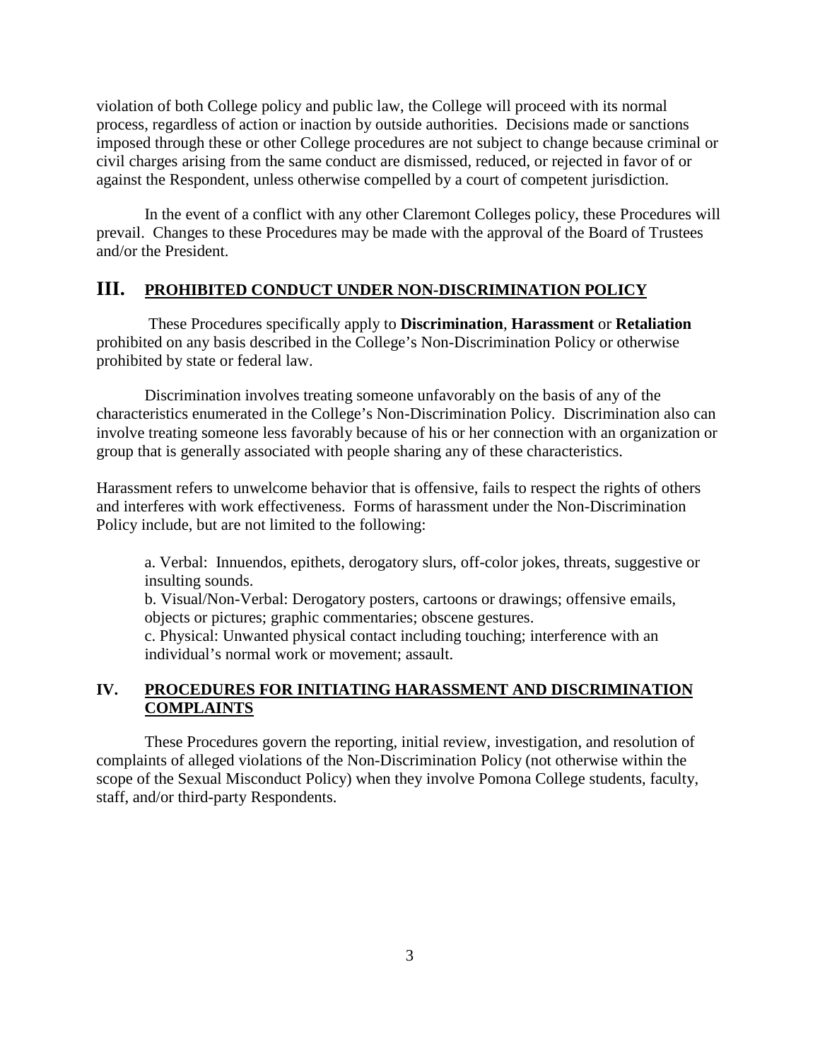violation of both College policy and public law, the College will proceed with its normal process, regardless of action or inaction by outside authorities. Decisions made or sanctions imposed through these or other College procedures are not subject to change because criminal or civil charges arising from the same conduct are dismissed, reduced, or rejected in favor of or against the Respondent, unless otherwise compelled by a court of competent jurisdiction.

In the event of a conflict with any other Claremont Colleges policy, these Procedures will prevail. Changes to these Procedures may be made with the approval of the Board of Trustees and/or the President.

## III. PROHIBITED CONDUCT UNDER NON-DISCRIMINATION POLICY

These Procedures specifically apply to **Discrimination**, **Harassment** or **Retaliation** prohibited on any basis described in the College's Non-Discrimination Policy or otherwise prohibited by state or federal law.

Discrimination involves treating someone unfavorably on the basis of any of the characteristics enumerated in the College's Non-Discrimination Policy. Discrimination also can involve treating someone less favorably because of his or her connection with an organization or group that is generally associated with people sharing any of these characteristics.

Harassment refers to unwelcome behavior that is offensive, fails to respect the rights of others and interferes with work effectiveness. Forms of harassment under the Non-Discrimination Policy include, but are not limited to the following:

a. Verbal: Innuendos, epithets, derogatory slurs, off-color jokes, threats, suggestive or insulting sounds.
b. Visual/Non-Verbal: Derogatory posters, cartoons or drawings; offensive emails, objects or pictures; graphic commentaries; obscene gestures.
c. Physical: Unwanted physical contact including touching; interference with an individual's normal work or movement; assault.

## IV. PROCEDURES FOR INITIATING HARASSMENT AND DISCRIMINATION COMPLAINTS

These Procedures govern the reporting, initial review, investigation, and resolution of complaints of alleged violations of the Non-Discrimination Policy (not otherwise within the scope of the Sexual Misconduct Policy) when they involve Pomona College students, faculty, staff, and/or third-party Respondents.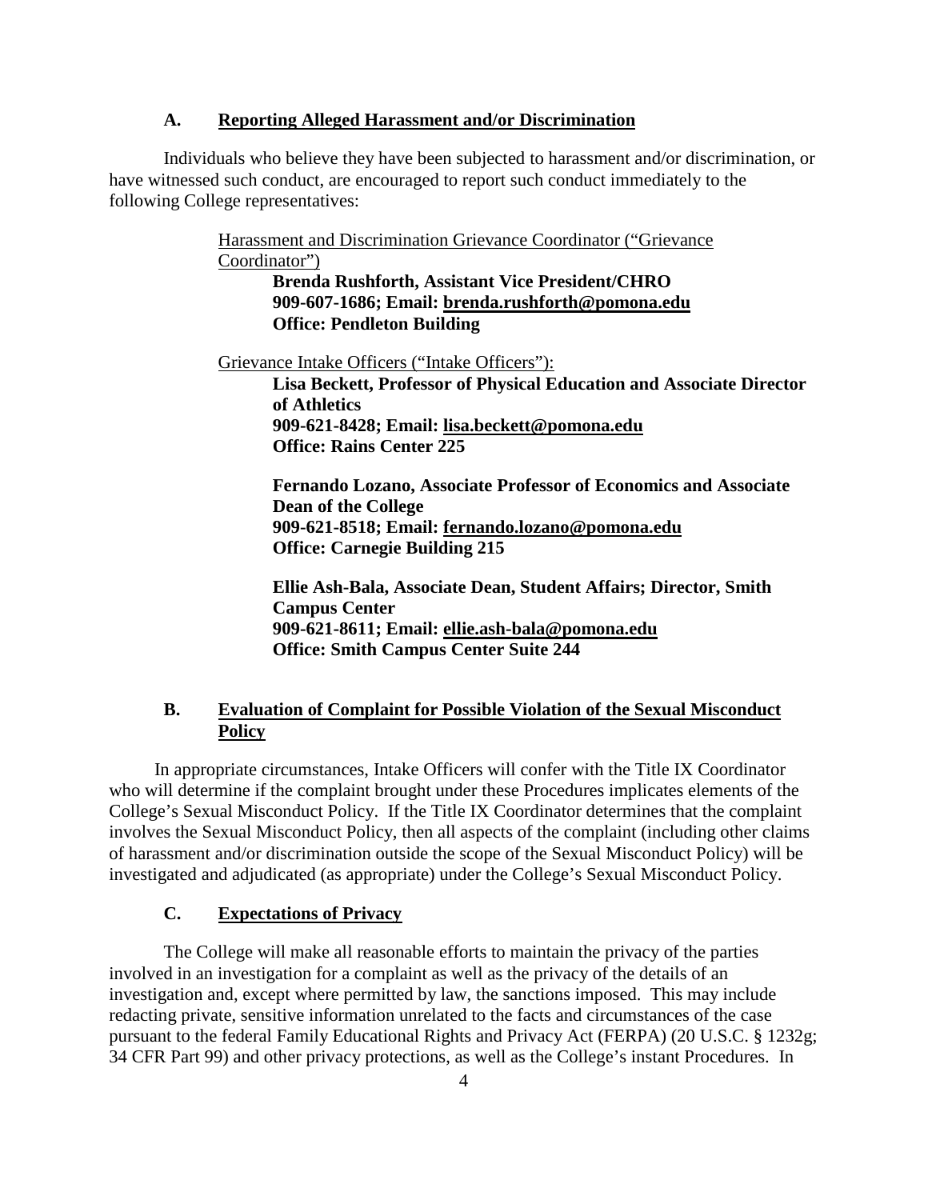### A. Reporting Alleged Harassment and/or Discrimination

Individuals who believe they have been subjected to harassment and/or discrimination, or have witnessed such conduct, are encouraged to report such conduct immediately to the following College representatives:

Harassment and Discrimination Grievance Coordinator ("Grievance Coordinator")

**Brenda Rushforth, Assistant Vice President/CHRO**
**909-607-1686; Email: brenda.rushforth@pomona.edu**
**Office: Pendleton Building**

Grievance Intake Officers ("Intake Officers"):

**Lisa Beckett, Professor of Physical Education and Associate Director of Athletics**
**909-621-8428; Email: lisa.beckett@pomona.edu**
**Office: Rains Center 225**

**Fernando Lozano, Associate Professor of Economics and Associate Dean of the College**
**909-621-8518; Email: fernando.lozano@pomona.edu**
**Office: Carnegie Building 215**

**Ellie Ash-Bala, Associate Dean, Student Affairs; Director, Smith Campus Center**
**909-621-8611; Email: ellie.ash-bala@pomona.edu**
**Office: Smith Campus Center Suite 244**

### B. Evaluation of Complaint for Possible Violation of the Sexual Misconduct Policy

In appropriate circumstances, Intake Officers will confer with the Title IX Coordinator who will determine if the complaint brought under these Procedures implicates elements of the College's Sexual Misconduct Policy. If the Title IX Coordinator determines that the complaint involves the Sexual Misconduct Policy, then all aspects of the complaint (including other claims of harassment and/or discrimination outside the scope of the Sexual Misconduct Policy) will be investigated and adjudicated (as appropriate) under the College's Sexual Misconduct Policy.

### C. Expectations of Privacy

The College will make all reasonable efforts to maintain the privacy of the parties involved in an investigation for a complaint as well as the privacy of the details of an investigation and, except where permitted by law, the sanctions imposed. This may include redacting private, sensitive information unrelated to the facts and circumstances of the case pursuant to the federal Family Educational Rights and Privacy Act (FERPA) (20 U.S.C. § 1232g; 34 CFR Part 99) and other privacy protections, as well as the College's instant Procedures. In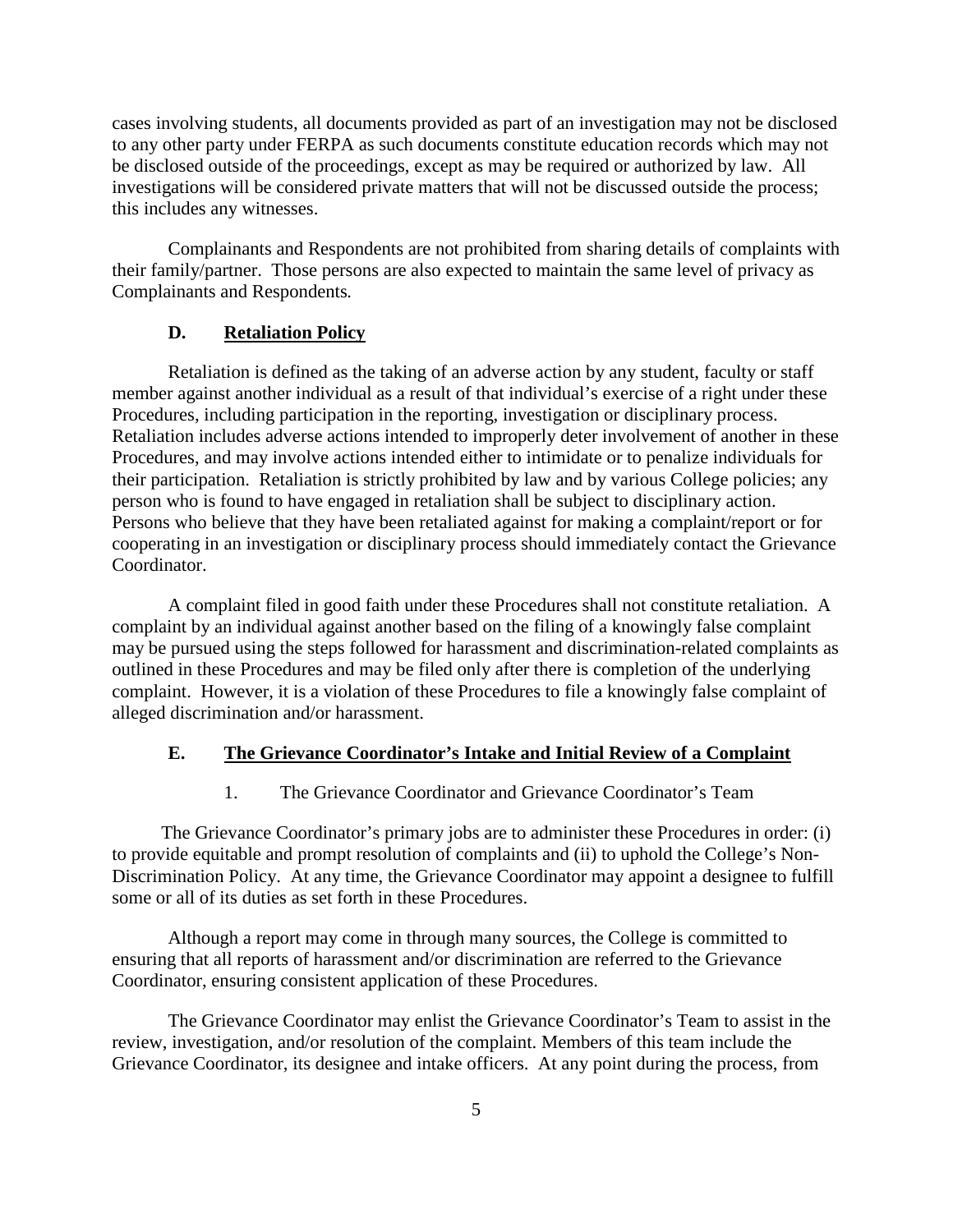cases involving students, all documents provided as part of an investigation may not be disclosed to any other party under FERPA as such documents constitute education records which may not be disclosed outside of the proceedings, except as may be required or authorized by law. All investigations will be considered private matters that will not be discussed outside the process; this includes any witnesses.

Complainants and Respondents are not prohibited from sharing details of complaints with their family/partner. Those persons are also expected to maintain the same level of privacy as Complainants and Respondents.

### D. Retaliation Policy

Retaliation is defined as the taking of an adverse action by any student, faculty or staff member against another individual as a result of that individual's exercise of a right under these Procedures, including participation in the reporting, investigation or disciplinary process. Retaliation includes adverse actions intended to improperly deter involvement of another in these Procedures, and may involve actions intended either to intimidate or to penalize individuals for their participation. Retaliation is strictly prohibited by law and by various College policies; any person who is found to have engaged in retaliation shall be subject to disciplinary action. Persons who believe that they have been retaliated against for making a complaint/report or for cooperating in an investigation or disciplinary process should immediately contact the Grievance Coordinator.

A complaint filed in good faith under these Procedures shall not constitute retaliation. A complaint by an individual against another based on the filing of a knowingly false complaint may be pursued using the steps followed for harassment and discrimination-related complaints as outlined in these Procedures and may be filed only after there is completion of the underlying complaint. However, it is a violation of these Procedures to file a knowingly false complaint of alleged discrimination and/or harassment.

### E. The Grievance Coordinator's Intake and Initial Review of a Complaint

1. The Grievance Coordinator and Grievance Coordinator's Team

The Grievance Coordinator's primary jobs are to administer these Procedures in order: (i) to provide equitable and prompt resolution of complaints and (ii) to uphold the College's Non-Discrimination Policy. At any time, the Grievance Coordinator may appoint a designee to fulfill some or all of its duties as set forth in these Procedures.

Although a report may come in through many sources, the College is committed to ensuring that all reports of harassment and/or discrimination are referred to the Grievance Coordinator, ensuring consistent application of these Procedures.

The Grievance Coordinator may enlist the Grievance Coordinator's Team to assist in the review, investigation, and/or resolution of the complaint. Members of this team include the Grievance Coordinator, its designee and intake officers. At any point during the process, from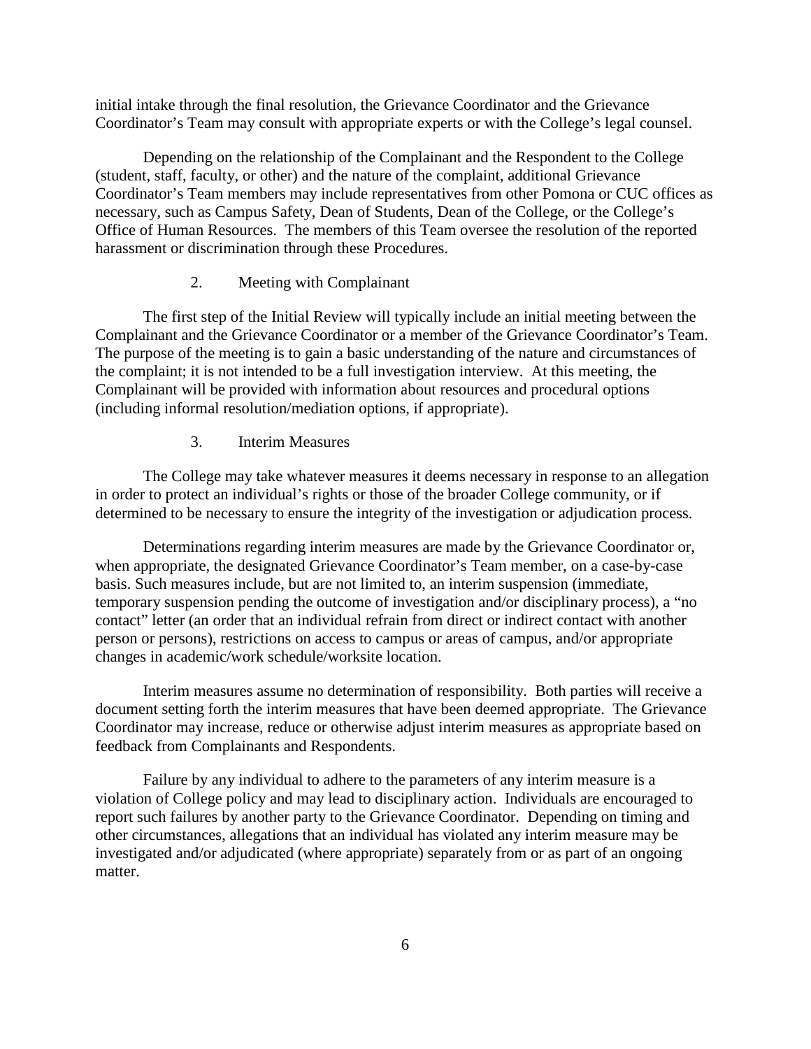initial intake through the final resolution, the Grievance Coordinator and the Grievance Coordinator's Team may consult with appropriate experts or with the College's legal counsel.

Depending on the relationship of the Complainant and the Respondent to the College (student, staff, faculty, or other) and the nature of the complaint, additional Grievance Coordinator's Team members may include representatives from other Pomona or CUC offices as necessary, such as Campus Safety, Dean of Students, Dean of the College, or the College's Office of Human Resources. The members of this Team oversee the resolution of the reported harassment or discrimination through these Procedures.

2. Meeting with Complainant

The first step of the Initial Review will typically include an initial meeting between the Complainant and the Grievance Coordinator or a member of the Grievance Coordinator's Team. The purpose of the meeting is to gain a basic understanding of the nature and circumstances of the complaint; it is not intended to be a full investigation interview. At this meeting, the Complainant will be provided with information about resources and procedural options (including informal resolution/mediation options, if appropriate).

3. Interim Measures

The College may take whatever measures it deems necessary in response to an allegation in order to protect an individual's rights or those of the broader College community, or if determined to be necessary to ensure the integrity of the investigation or adjudication process.

Determinations regarding interim measures are made by the Grievance Coordinator or, when appropriate, the designated Grievance Coordinator's Team member, on a case-by-case basis. Such measures include, but are not limited to, an interim suspension (immediate, temporary suspension pending the outcome of investigation and/or disciplinary process), a "no contact" letter (an order that an individual refrain from direct or indirect contact with another person or persons), restrictions on access to campus or areas of campus, and/or appropriate changes in academic/work schedule/worksite location.

Interim measures assume no determination of responsibility. Both parties will receive a document setting forth the interim measures that have been deemed appropriate. The Grievance Coordinator may increase, reduce or otherwise adjust interim measures as appropriate based on feedback from Complainants and Respondents.

Failure by any individual to adhere to the parameters of any interim measure is a violation of College policy and may lead to disciplinary action. Individuals are encouraged to report such failures by another party to the Grievance Coordinator. Depending on timing and other circumstances, allegations that an individual has violated any interim measure may be investigated and/or adjudicated (where appropriate) separately from or as part of an ongoing matter.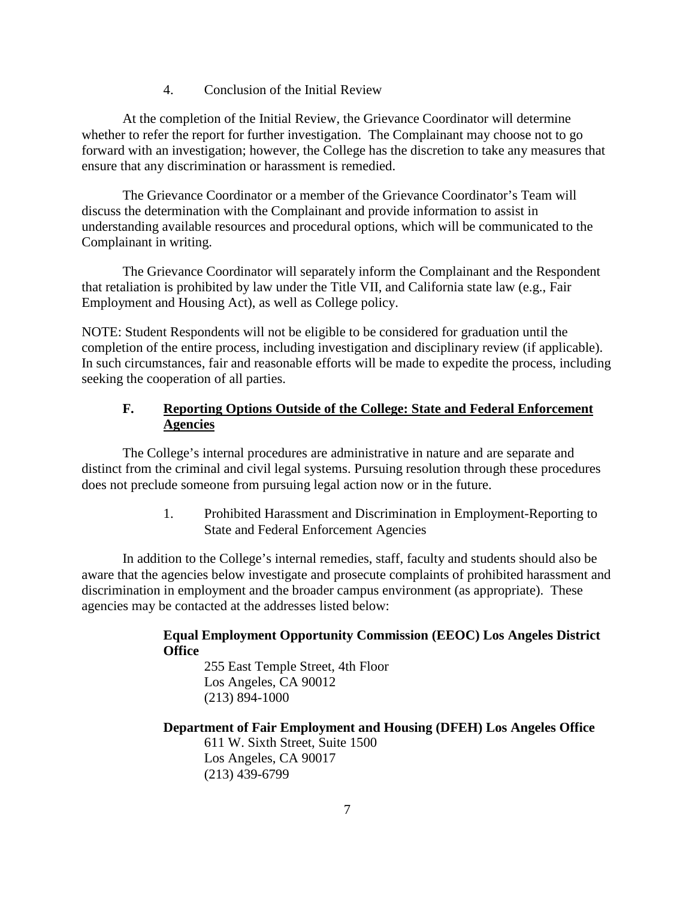4. Conclusion of the Initial Review

At the completion of the Initial Review, the Grievance Coordinator will determine whether to refer the report for further investigation. The Complainant may choose not to go forward with an investigation; however, the College has the discretion to take any measures that ensure that any discrimination or harassment is remedied.

The Grievance Coordinator or a member of the Grievance Coordinator's Team will discuss the determination with the Complainant and provide information to assist in understanding available resources and procedural options, which will be communicated to the Complainant in writing.

The Grievance Coordinator will separately inform the Complainant and the Respondent that retaliation is prohibited by law under the Title VII, and California state law (e.g., Fair Employment and Housing Act), as well as College policy.

NOTE: Student Respondents will not be eligible to be considered for graduation until the completion of the entire process, including investigation and disciplinary review (if applicable). In such circumstances, fair and reasonable efforts will be made to expedite the process, including seeking the cooperation of all parties.

## F. Reporting Options Outside of the College: State and Federal Enforcement Agencies

The College's internal procedures are administrative in nature and are separate and distinct from the criminal and civil legal systems. Pursuing resolution through these procedures does not preclude someone from pursuing legal action now or in the future.

1. Prohibited Harassment and Discrimination in Employment-Reporting to State and Federal Enforcement Agencies

In addition to the College's internal remedies, staff, faculty and students should also be aware that the agencies below investigate and prosecute complaints of prohibited harassment and discrimination in employment and the broader campus environment (as appropriate). These agencies may be contacted at the addresses listed below:

**Equal Employment Opportunity Commission (EEOC) Los Angeles District Office**
255 East Temple Street, 4th Floor
Los Angeles, CA 90012
(213) 894-1000

**Department of Fair Employment and Housing (DFEH) Los Angeles Office**
611 W. Sixth Street, Suite 1500
Los Angeles, CA 90017
(213) 439-6799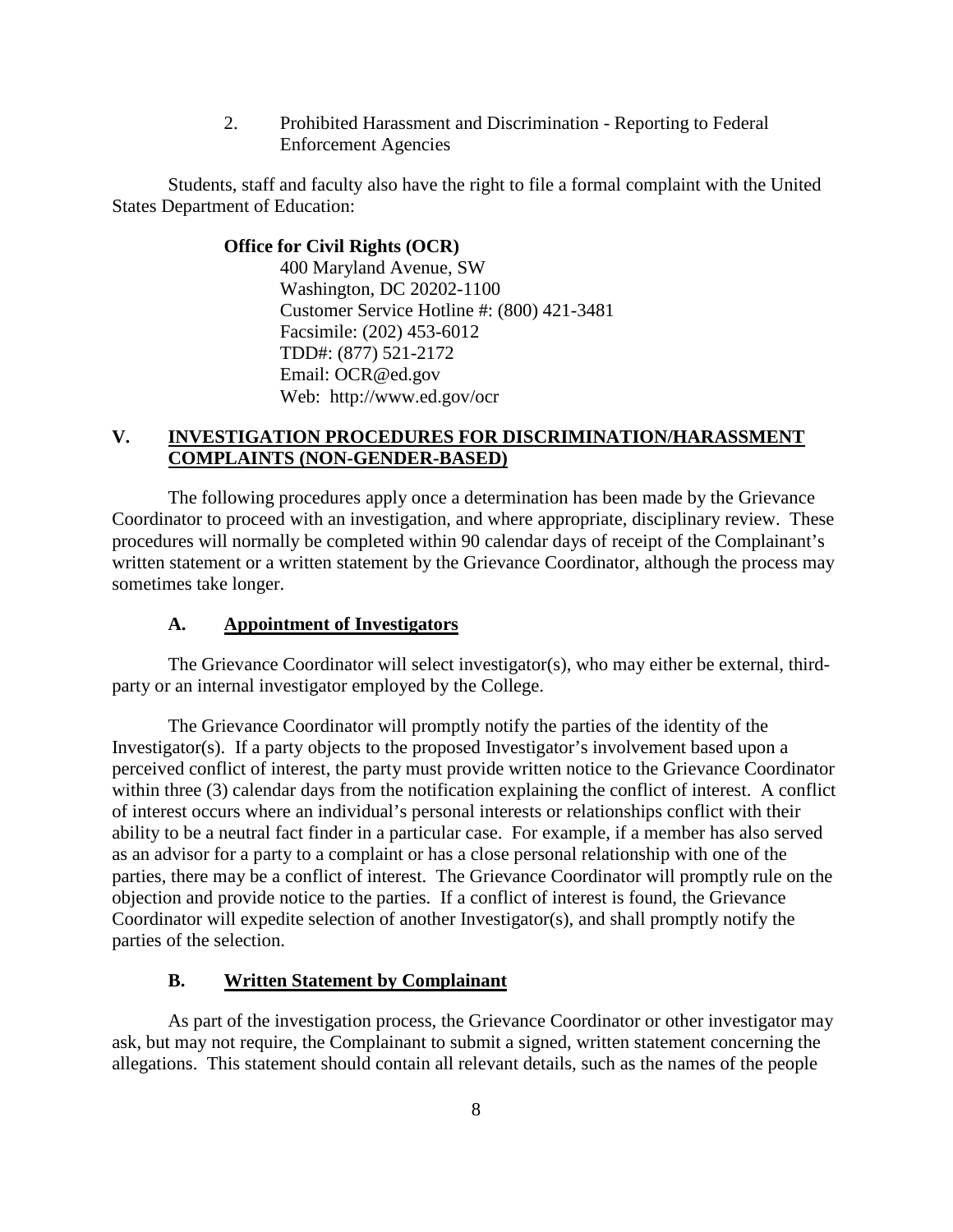2. Prohibited Harassment and Discrimination - Reporting to Federal Enforcement Agencies

Students, staff and faculty also have the right to file a formal complaint with the United States Department of Education:

**Office for Civil Rights (OCR)**
400 Maryland Avenue, SW
Washington, DC 20202-1100
Customer Service Hotline #: (800) 421-3481
Facsimile: (202) 453-6012
TDD#: (877) 521-2172
Email: OCR@ed.gov
Web: http://www.ed.gov/ocr

## V. INVESTIGATION PROCEDURES FOR DISCRIMINATION/HARASSMENT COMPLAINTS (NON-GENDER-BASED)

The following procedures apply once a determination has been made by the Grievance Coordinator to proceed with an investigation, and where appropriate, disciplinary review. These procedures will normally be completed within 90 calendar days of receipt of the Complainant's written statement or a written statement by the Grievance Coordinator, although the process may sometimes take longer.

### A. Appointment of Investigators

The Grievance Coordinator will select investigator(s), who may either be external, third-party or an internal investigator employed by the College.

The Grievance Coordinator will promptly notify the parties of the identity of the Investigator(s). If a party objects to the proposed Investigator's involvement based upon a perceived conflict of interest, the party must provide written notice to the Grievance Coordinator within three (3) calendar days from the notification explaining the conflict of interest. A conflict of interest occurs where an individual's personal interests or relationships conflict with their ability to be a neutral fact finder in a particular case. For example, if a member has also served as an advisor for a party to a complaint or has a close personal relationship with one of the parties, there may be a conflict of interest. The Grievance Coordinator will promptly rule on the objection and provide notice to the parties. If a conflict of interest is found, the Grievance Coordinator will expedite selection of another Investigator(s), and shall promptly notify the parties of the selection.

### B. Written Statement by Complainant

As part of the investigation process, the Grievance Coordinator or other investigator may ask, but may not require, the Complainant to submit a signed, written statement concerning the allegations. This statement should contain all relevant details, such as the names of the people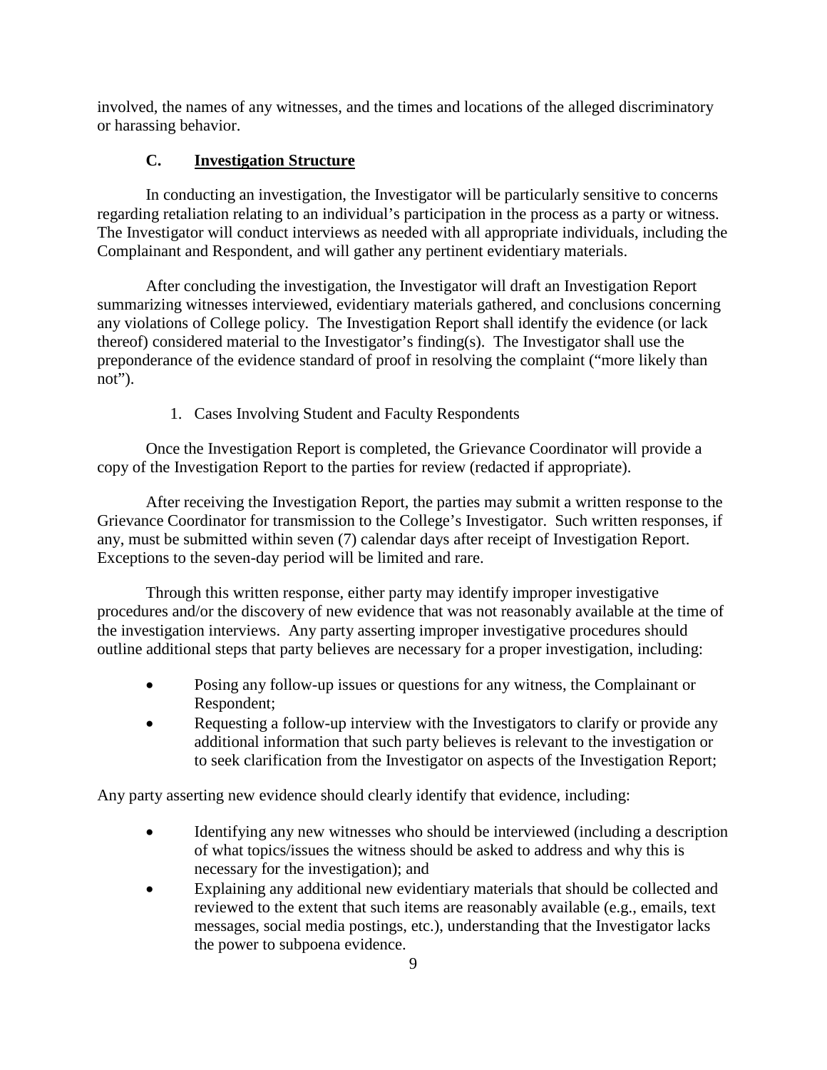involved, the names of any witnesses, and the times and locations of the alleged discriminatory or harassing behavior.

### C. Investigation Structure

In conducting an investigation, the Investigator will be particularly sensitive to concerns regarding retaliation relating to an individual's participation in the process as a party or witness. The Investigator will conduct interviews as needed with all appropriate individuals, including the Complainant and Respondent, and will gather any pertinent evidentiary materials.

After concluding the investigation, the Investigator will draft an Investigation Report summarizing witnesses interviewed, evidentiary materials gathered, and conclusions concerning any violations of College policy. The Investigation Report shall identify the evidence (or lack thereof) considered material to the Investigator's finding(s). The Investigator shall use the preponderance of the evidence standard of proof in resolving the complaint ("more likely than not").

1. Cases Involving Student and Faculty Respondents

Once the Investigation Report is completed, the Grievance Coordinator will provide a copy of the Investigation Report to the parties for review (redacted if appropriate).

After receiving the Investigation Report, the parties may submit a written response to the Grievance Coordinator for transmission to the College's Investigator. Such written responses, if any, must be submitted within seven (7) calendar days after receipt of Investigation Report. Exceptions to the seven-day period will be limited and rare.

Through this written response, either party may identify improper investigative procedures and/or the discovery of new evidence that was not reasonably available at the time of the investigation interviews. Any party asserting improper investigative procedures should outline additional steps that party believes are necessary for a proper investigation, including:

- Posing any follow-up issues or questions for any witness, the Complainant or Respondent;
- Requesting a follow-up interview with the Investigators to clarify or provide any additional information that such party believes is relevant to the investigation or to seek clarification from the Investigator on aspects of the Investigation Report;

Any party asserting new evidence should clearly identify that evidence, including:

- Identifying any new witnesses who should be interviewed (including a description of what topics/issues the witness should be asked to address and why this is necessary for the investigation); and
- Explaining any additional new evidentiary materials that should be collected and reviewed to the extent that such items are reasonably available (e.g., emails, text messages, social media postings, etc.), understanding that the Investigator lacks the power to subpoena evidence.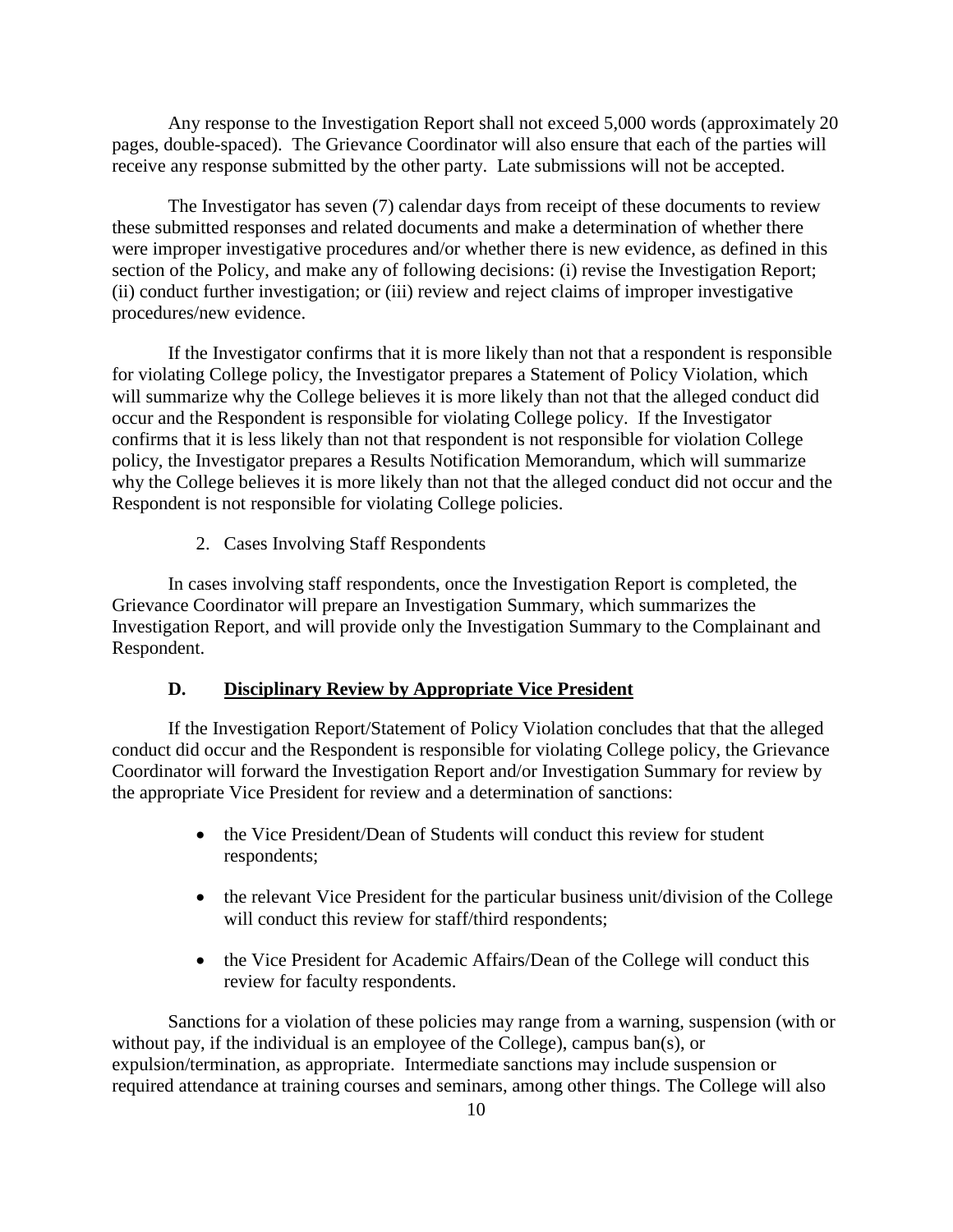Any response to the Investigation Report shall not exceed 5,000 words (approximately 20 pages, double-spaced). The Grievance Coordinator will also ensure that each of the parties will receive any response submitted by the other party. Late submissions will not be accepted.

The Investigator has seven (7) calendar days from receipt of these documents to review these submitted responses and related documents and make a determination of whether there were improper investigative procedures and/or whether there is new evidence, as defined in this section of the Policy, and make any of following decisions: (i) revise the Investigation Report; (ii) conduct further investigation; or (iii) review and reject claims of improper investigative procedures/new evidence.

If the Investigator confirms that it is more likely than not that a respondent is responsible for violating College policy, the Investigator prepares a Statement of Policy Violation, which will summarize why the College believes it is more likely than not that the alleged conduct did occur and the Respondent is responsible for violating College policy. If the Investigator confirms that it is less likely than not that respondent is not responsible for violation College policy, the Investigator prepares a Results Notification Memorandum, which will summarize why the College believes it is more likely than not that the alleged conduct did not occur and the Respondent is not responsible for violating College policies.

2. Cases Involving Staff Respondents

In cases involving staff respondents, once the Investigation Report is completed, the Grievance Coordinator will prepare an Investigation Summary, which summarizes the Investigation Report, and will provide only the Investigation Summary to the Complainant and Respondent.

### D. Disciplinary Review by Appropriate Vice President

If the Investigation Report/Statement of Policy Violation concludes that that the alleged conduct did occur and the Respondent is responsible for violating College policy, the Grievance Coordinator will forward the Investigation Report and/or Investigation Summary for review by the appropriate Vice President for review and a determination of sanctions:

- the Vice President/Dean of Students will conduct this review for student respondents;
- the relevant Vice President for the particular business unit/division of the College will conduct this review for staff/third respondents;
- the Vice President for Academic Affairs/Dean of the College will conduct this review for faculty respondents.

Sanctions for a violation of these policies may range from a warning, suspension (with or without pay, if the individual is an employee of the College), campus ban(s), or expulsion/termination, as appropriate. Intermediate sanctions may include suspension or required attendance at training courses and seminars, among other things. The College will also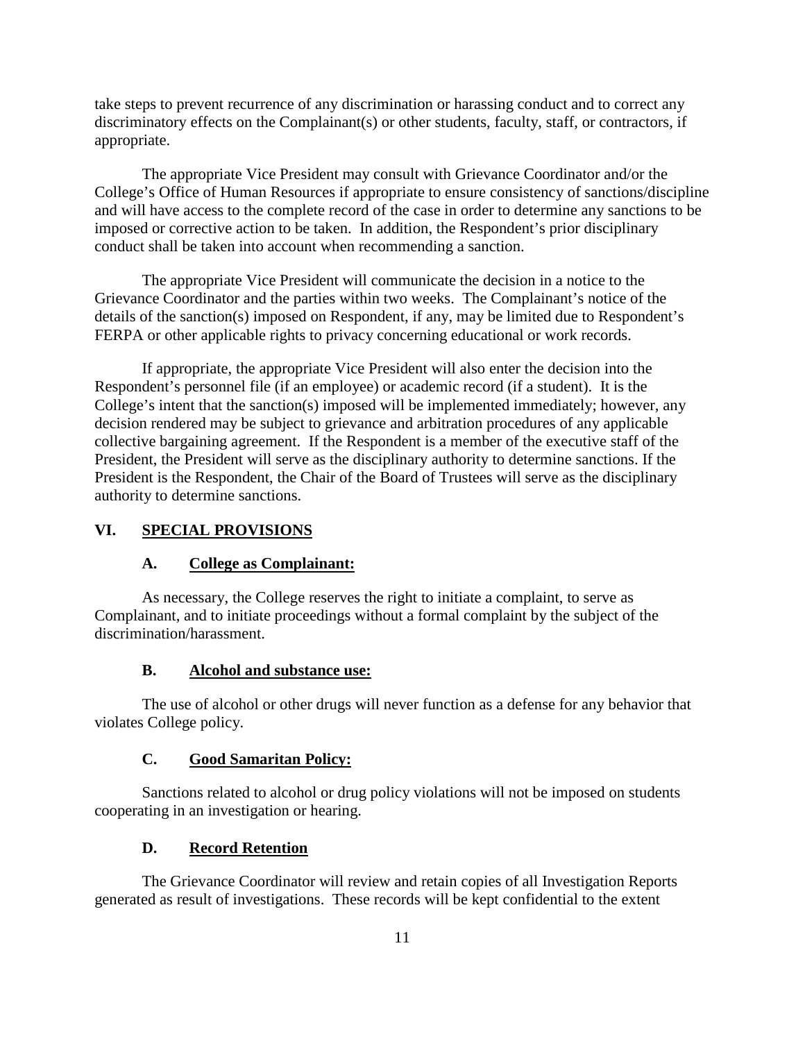take steps to prevent recurrence of any discrimination or harassing conduct and to correct any discriminatory effects on the Complainant(s) or other students, faculty, staff, or contractors, if appropriate.

The appropriate Vice President may consult with Grievance Coordinator and/or the College's Office of Human Resources if appropriate to ensure consistency of sanctions/discipline and will have access to the complete record of the case in order to determine any sanctions to be imposed or corrective action to be taken. In addition, the Respondent's prior disciplinary conduct shall be taken into account when recommending a sanction.

The appropriate Vice President will communicate the decision in a notice to the Grievance Coordinator and the parties within two weeks. The Complainant's notice of the details of the sanction(s) imposed on Respondent, if any, may be limited due to Respondent's FERPA or other applicable rights to privacy concerning educational or work records.

If appropriate, the appropriate Vice President will also enter the decision into the Respondent's personnel file (if an employee) or academic record (if a student). It is the College's intent that the sanction(s) imposed will be implemented immediately; however, any decision rendered may be subject to grievance and arbitration procedures of any applicable collective bargaining agreement. If the Respondent is a member of the executive staff of the President, the President will serve as the disciplinary authority to determine sanctions. If the President is the Respondent, the Chair of the Board of Trustees will serve as the disciplinary authority to determine sanctions.

## VI. SPECIAL PROVISIONS

### A. College as Complainant:

As necessary, the College reserves the right to initiate a complaint, to serve as Complainant, and to initiate proceedings without a formal complaint by the subject of the discrimination/harassment.

### B. Alcohol and substance use:

The use of alcohol or other drugs will never function as a defense for any behavior that violates College policy.

### C. Good Samaritan Policy:

Sanctions related to alcohol or drug policy violations will not be imposed on students cooperating in an investigation or hearing.

### D. Record Retention

The Grievance Coordinator will review and retain copies of all Investigation Reports generated as result of investigations. These records will be kept confidential to the extent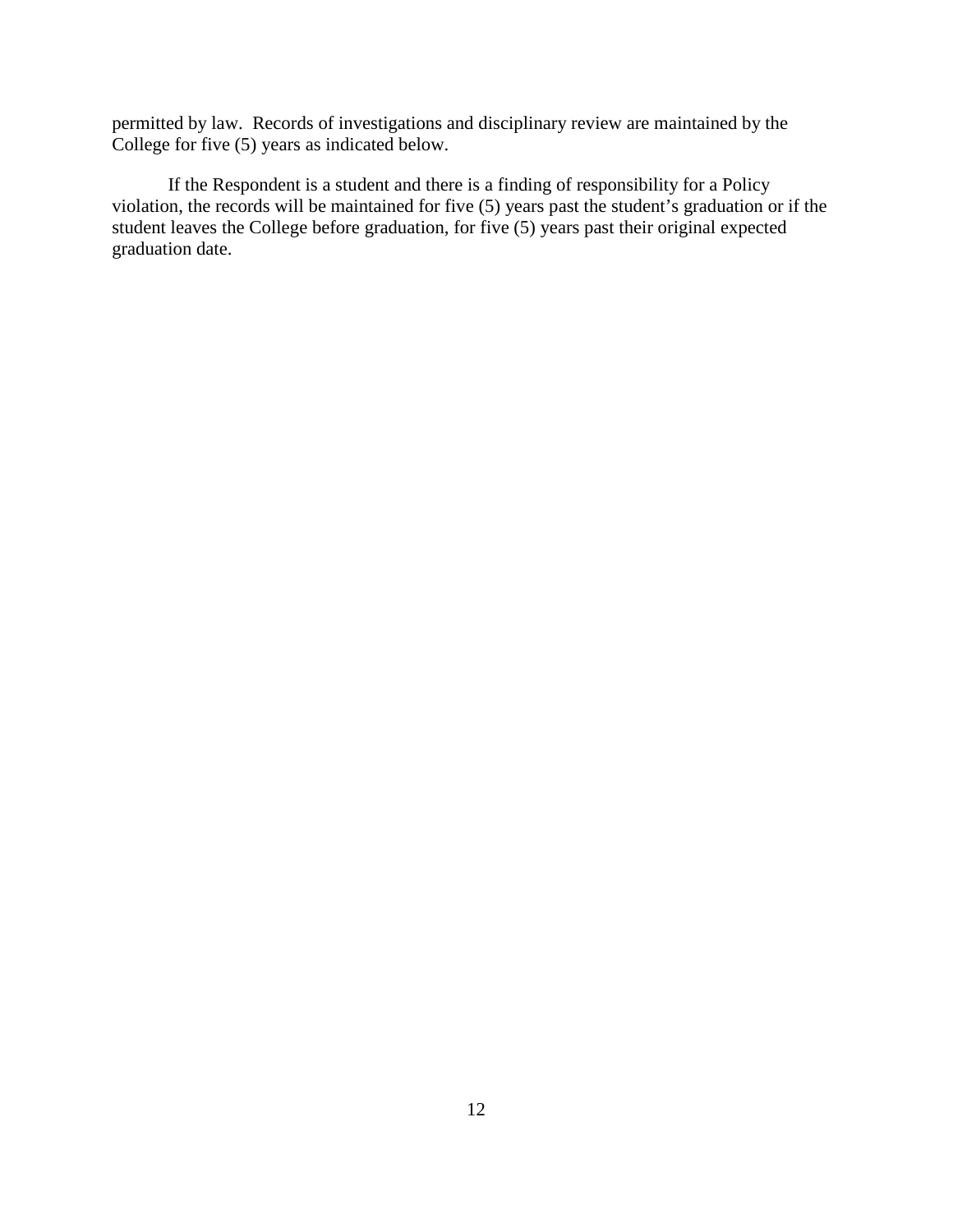permitted by law. Records of investigations and disciplinary review are maintained by the College for five (5) years as indicated below.

If the Respondent is a student and there is a finding of responsibility for a Policy violation, the records will be maintained for five (5) years past the student's graduation or if the student leaves the College before graduation, for five (5) years past their original expected graduation date.